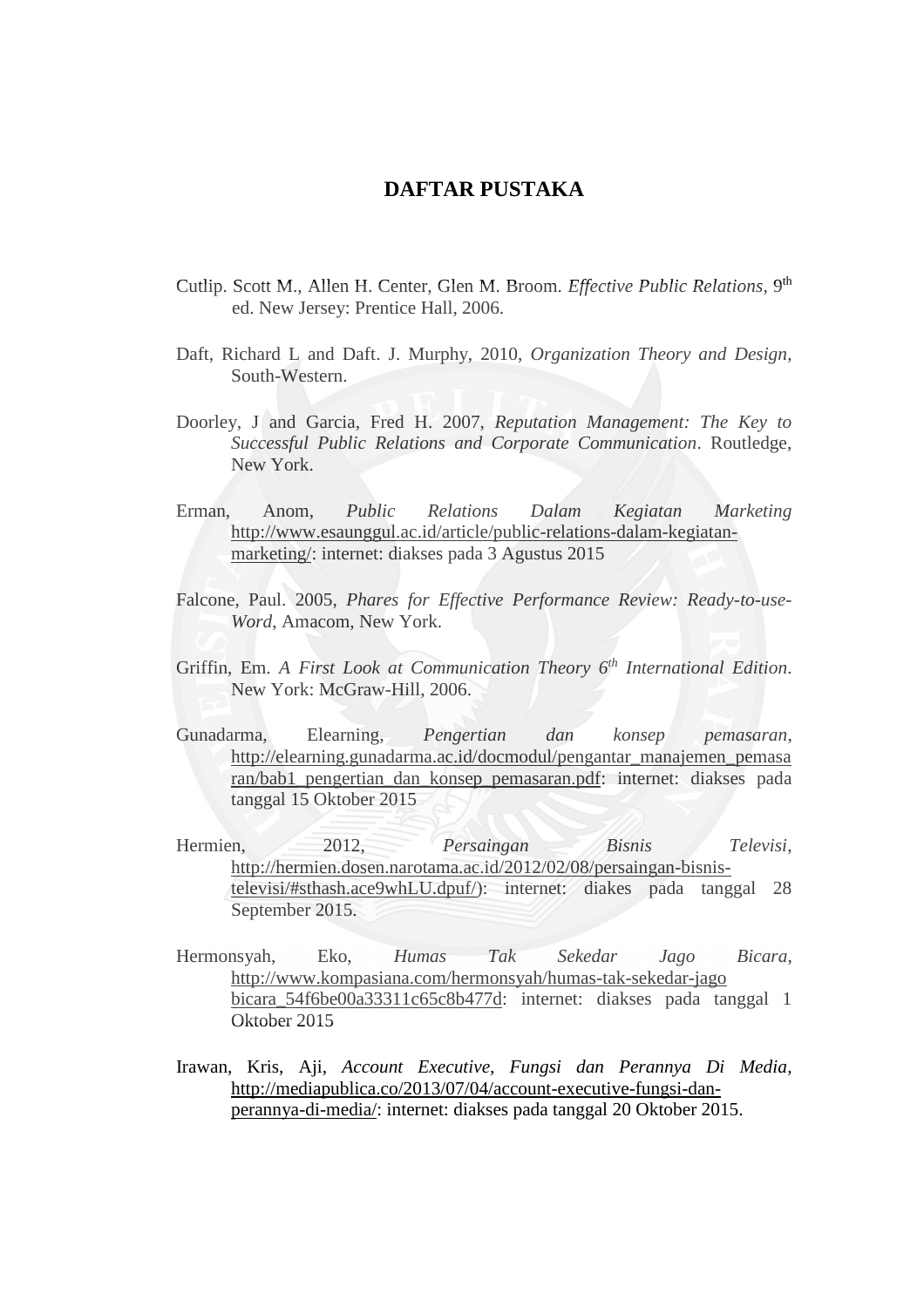# DAFTAR PUSTAKA

Cutlip. Scott M., Allen H. Center, Glen M. Broom. *Effective Public Relations*, 9th ed. New Jersey: Prentice Hall, 2006.

Daft, Richard L and Daft. J. Murphy, 2010, *Organization Theory and Design*, South-Western.

Doorley, J and Garcia, Fred H. 2007, *Reputation Management: The Key to Successful Public Relations and Corporate Communication*. Routledge, New York.

Erman, Anom, *Public Relations Dalam Kegiatan Marketing* http://www.esaunggul.ac.id/article/public-relations-dalam-kegiatan-marketing/: internet: diakses pada 3 Agustus 2015

Falcone, Paul. 2005, *Phares for Effective Performance Review: Ready-to-use-Word*, Amacom, New York.

Griffin, Em. *A First Look at Communication Theory 6th International Edition*. New York: McGraw-Hill, 2006.

Gunadarma, Elearning, *Pengertian dan konsep pemasaran*, http://elearning.gunadarma.ac.id/docmodul/pengantar_manajemen_pemasaran/bab1_pengertian_dan_konsep_pemasaran.pdf: internet: diakses pada tanggal 15 Oktober 2015

Hermien, 2012, *Persaingan Bisnis Televisi*, http://hermien.dosen.narotama.ac.id/2012/02/08/persaingan-bisnis-televisi/#sthash.ace9whLU.dpuf/): internet: diakes pada tanggal 28 September 2015.

Hermonsyah, Eko, *Humas Tak Sekedar Jago Bicara*, http://www.kompasiana.com/hermonsyah/humas-tak-sekedar-jago bicara_54f6be00a33311c65c8b477d: internet: diakses pada tanggal 1 Oktober 2015

Irawan, Kris, Aji, *Account Executive, Fungsi dan Perannya Di Media*, http://mediapublica.co/2013/07/04/account-executive-fungsi-dan-perannya-di-media/: internet: diakses pada tanggal 20 Oktober 2015.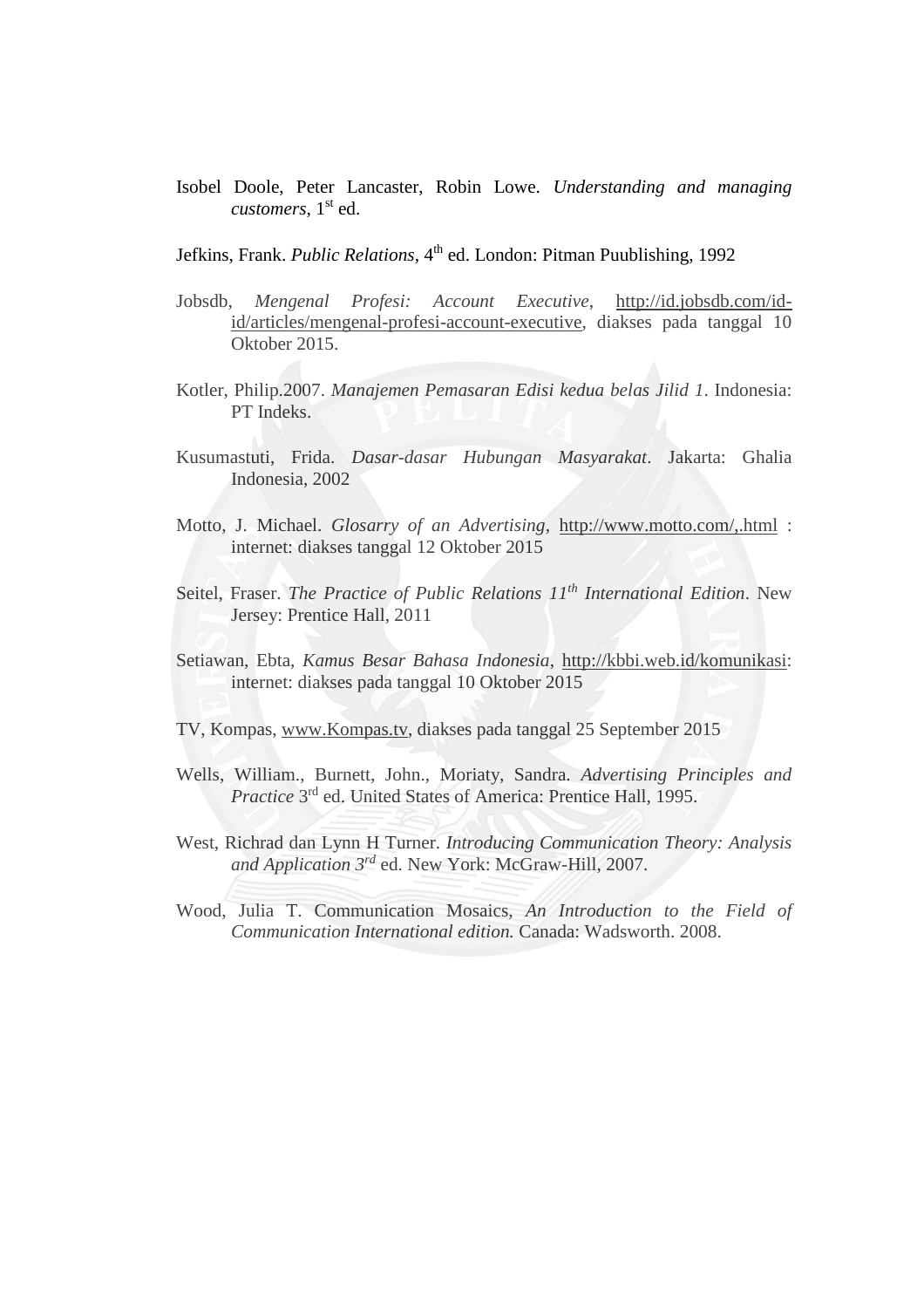Isobel Doole, Peter Lancaster, Robin Lowe. *Understanding and managing customers*, 1st ed.

Jefkins, Frank. *Public Relations*, 4th ed. London: Pitman Puublishing, 1992

Jobsdb, *Mengenal Profesi: Account Executive*, http://id.jobsdb.com/id-id/articles/mengenal-profesi-account-executive, diakses pada tanggal 10 Oktober 2015.

Kotler, Philip.2007. *Manajemen Pemasaran Edisi kedua belas Jilid 1*. Indonesia: PT Indeks.

Kusumastuti, Frida. *Dasar-dasar Hubungan Masyarakat*. Jakarta: Ghalia Indonesia, 2002

Motto, J. Michael. *Glosarry of an Advertising*, http://www.motto.com/,.html : internet: diakses tanggal 12 Oktober 2015

Seitel, Fraser. *The Practice of Public Relations 11th International Edition*. New Jersey: Prentice Hall, 2011

Setiawan, Ebta, *Kamus Besar Bahasa Indonesia*, http://kbbi.web.id/komunikasi: internet: diakses pada tanggal 10 Oktober 2015

TV, Kompas, www.Kompas.tv, diakses pada tanggal 25 September 2015

Wells, William., Burnett, John., Moriaty, Sandra. *Advertising Principles and Practice* 3rd ed. United States of America: Prentice Hall, 1995.

West, Richrad dan Lynn H Turner. *Introducing Communication Theory: Analysis and Application 3rd* ed. New York: McGraw-Hill, 2007.

Wood, Julia T. Communication Mosaics, *An Introduction to the Field of Communication International edition.* Canada: Wadsworth. 2008.